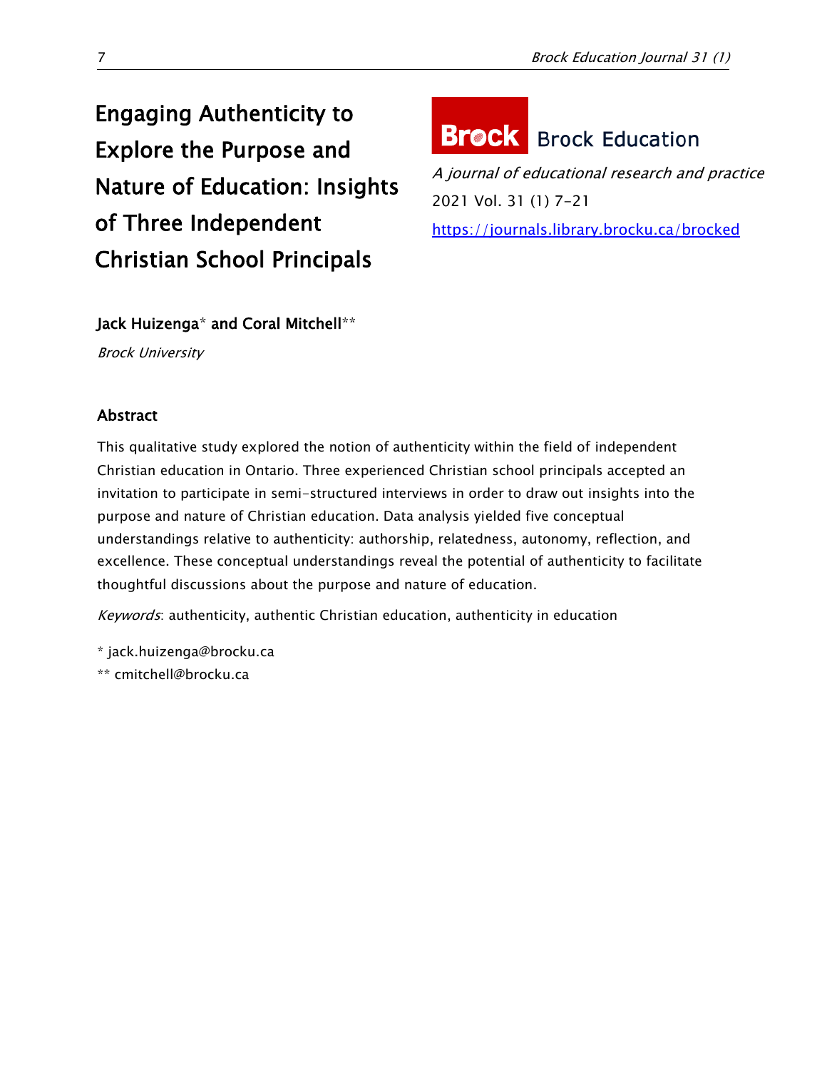# Engaging Authenticity to Explore the Purpose and Nature of Education: Insights of Three Independent Christian School Principals

**Brock Education**

*A journal of educational research and practice*

2021 Vol. 31 (1) 7-21

https://journals.library.brocku.ca/brocked

**Jack Huizenga*** **and Coral Mitchell****

*Brock University*

## Abstract

This qualitative study explored the notion of authenticity within the field of independent Christian education in Ontario. Three experienced Christian school principals accepted an invitation to participate in semi-structured interviews in order to draw out insights into the purpose and nature of Christian education. Data analysis yielded five conceptual understandings relative to authenticity: authorship, relatedness, autonomy, reflection, and excellence. These conceptual understandings reveal the potential of authenticity to facilitate thoughtful discussions about the purpose and nature of education.

*Keywords*: authenticity, authentic Christian education, authenticity in education

* jack.huizenga@brocku.ca

** cmitchell@brocku.ca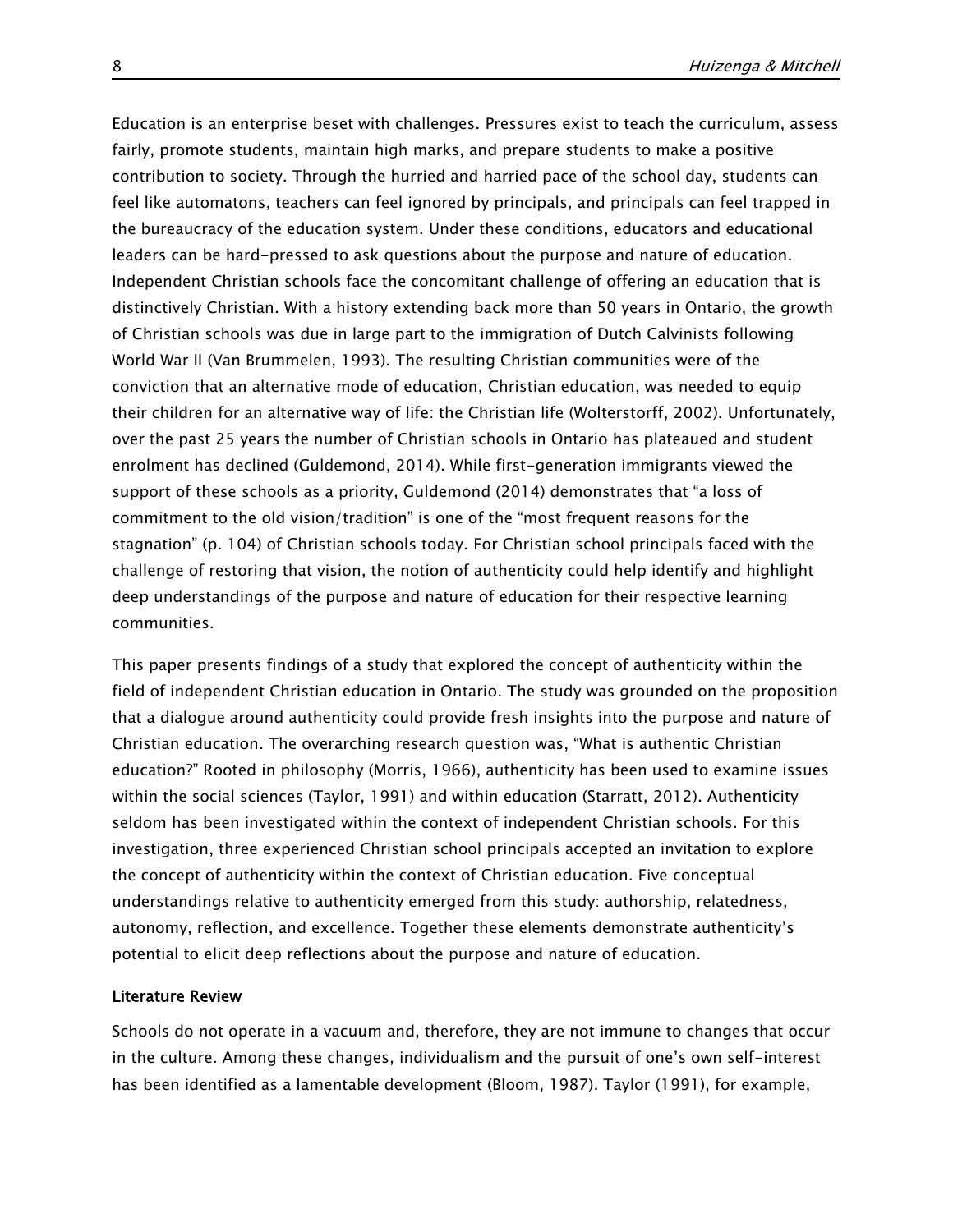Education is an enterprise beset with challenges. Pressures exist to teach the curriculum, assess fairly, promote students, maintain high marks, and prepare students to make a positive contribution to society. Through the hurried and harried pace of the school day, students can feel like automatons, teachers can feel ignored by principals, and principals can feel trapped in the bureaucracy of the education system. Under these conditions, educators and educational leaders can be hard-pressed to ask questions about the purpose and nature of education. Independent Christian schools face the concomitant challenge of offering an education that is distinctively Christian. With a history extending back more than 50 years in Ontario, the growth of Christian schools was due in large part to the immigration of Dutch Calvinists following World War II (Van Brummelen, 1993). The resulting Christian communities were of the conviction that an alternative mode of education, Christian education, was needed to equip their children for an alternative way of life: the Christian life (Wolterstorff, 2002). Unfortunately, over the past 25 years the number of Christian schools in Ontario has plateaued and student enrolment has declined (Guldemond, 2014). While first-generation immigrants viewed the support of these schools as a priority, Guldemond (2014) demonstrates that "a loss of commitment to the old vision/tradition" is one of the "most frequent reasons for the stagnation" (p. 104) of Christian schools today. For Christian school principals faced with the challenge of restoring that vision, the notion of authenticity could help identify and highlight deep understandings of the purpose and nature of education for their respective learning communities.

This paper presents findings of a study that explored the concept of authenticity within the field of independent Christian education in Ontario. The study was grounded on the proposition that a dialogue around authenticity could provide fresh insights into the purpose and nature of Christian education. The overarching research question was, "What is authentic Christian education?" Rooted in philosophy (Morris, 1966), authenticity has been used to examine issues within the social sciences (Taylor, 1991) and within education (Starratt, 2012). Authenticity seldom has been investigated within the context of independent Christian schools. For this investigation, three experienced Christian school principals accepted an invitation to explore the concept of authenticity within the context of Christian education. Five conceptual understandings relative to authenticity emerged from this study: authorship, relatedness, autonomy, reflection, and excellence. Together these elements demonstrate authenticity's potential to elicit deep reflections about the purpose and nature of education.

## Literature Review

Schools do not operate in a vacuum and, therefore, they are not immune to changes that occur in the culture. Among these changes, individualism and the pursuit of one's own self-interest has been identified as a lamentable development (Bloom, 1987). Taylor (1991), for example,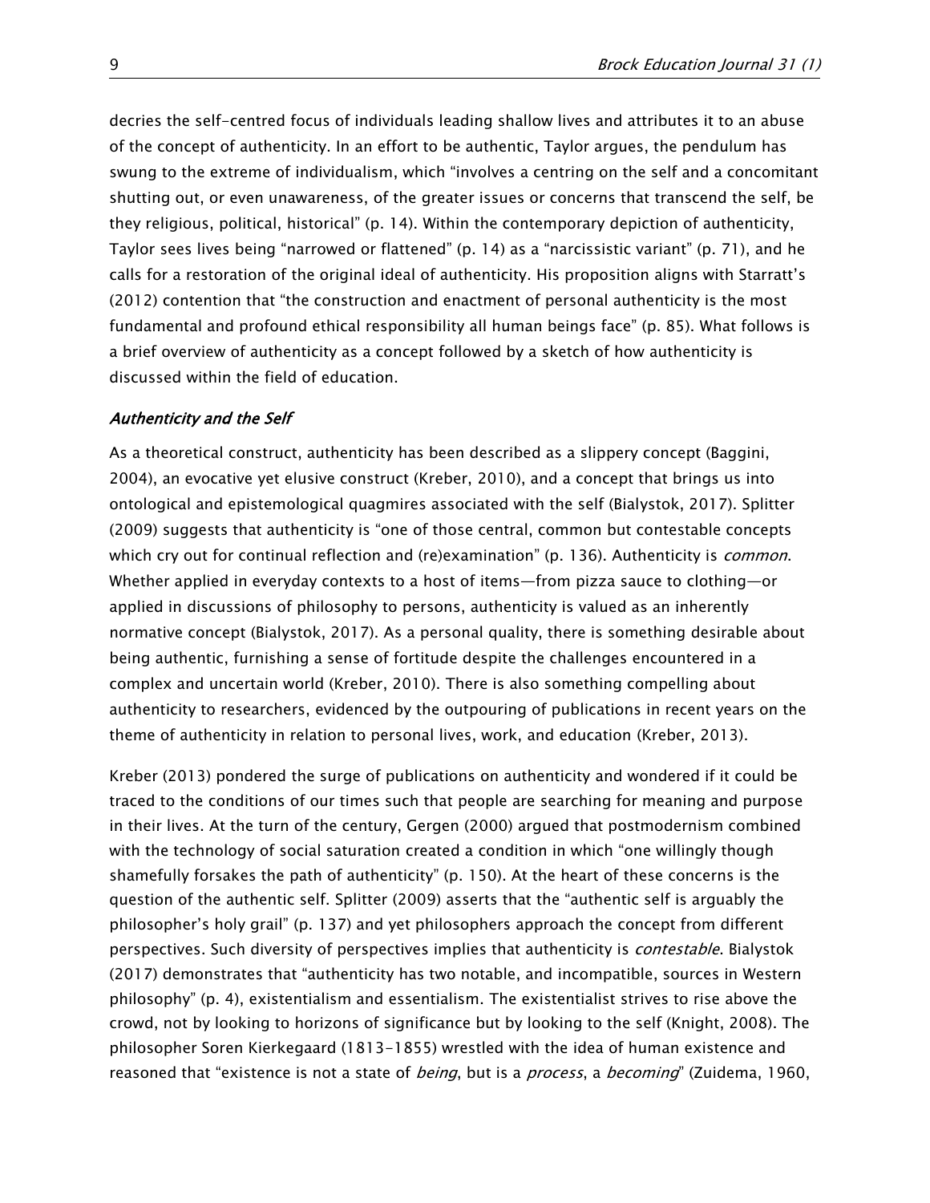decries the self-centred focus of individuals leading shallow lives and attributes it to an abuse of the concept of authenticity. In an effort to be authentic, Taylor argues, the pendulum has swung to the extreme of individualism, which "involves a centring on the self and a concomitant shutting out, or even unawareness, of the greater issues or concerns that transcend the self, be they religious, political, historical" (p. 14). Within the contemporary depiction of authenticity, Taylor sees lives being "narrowed or flattened" (p. 14) as a "narcissistic variant" (p. 71), and he calls for a restoration of the original ideal of authenticity. His proposition aligns with Starratt's (2012) contention that "the construction and enactment of personal authenticity is the most fundamental and profound ethical responsibility all human beings face" (p. 85). What follows is a brief overview of authenticity as a concept followed by a sketch of how authenticity is discussed within the field of education.

### *Authenticity and the Self*

As a theoretical construct, authenticity has been described as a slippery concept (Baggini, 2004), an evocative yet elusive construct (Kreber, 2010), and a concept that brings us into ontological and epistemological quagmires associated with the self (Bialystok, 2017). Splitter (2009) suggests that authenticity is "one of those central, common but contestable concepts which cry out for continual reflection and (re)examination" (p. 136). Authenticity is *common*. Whether applied in everyday contexts to a host of items—from pizza sauce to clothing—or applied in discussions of philosophy to persons, authenticity is valued as an inherently normative concept (Bialystok, 2017). As a personal quality, there is something desirable about being authentic, furnishing a sense of fortitude despite the challenges encountered in a complex and uncertain world (Kreber, 2010). There is also something compelling about authenticity to researchers, evidenced by the outpouring of publications in recent years on the theme of authenticity in relation to personal lives, work, and education (Kreber, 2013).

Kreber (2013) pondered the surge of publications on authenticity and wondered if it could be traced to the conditions of our times such that people are searching for meaning and purpose in their lives. At the turn of the century, Gergen (2000) argued that postmodernism combined with the technology of social saturation created a condition in which "one willingly though shamefully forsakes the path of authenticity" (p. 150). At the heart of these concerns is the question of the authentic self. Splitter (2009) asserts that the "authentic self is arguably the philosopher's holy grail" (p. 137) and yet philosophers approach the concept from different perspectives. Such diversity of perspectives implies that authenticity is *contestable*. Bialystok (2017) demonstrates that "authenticity has two notable, and incompatible, sources in Western philosophy" (p. 4), existentialism and essentialism. The existentialist strives to rise above the crowd, not by looking to horizons of significance but by looking to the self (Knight, 2008). The philosopher Soren Kierkegaard (1813-1855) wrestled with the idea of human existence and reasoned that "existence is not a state of *being*, but is a *process*, a *becoming*" (Zuidema, 1960,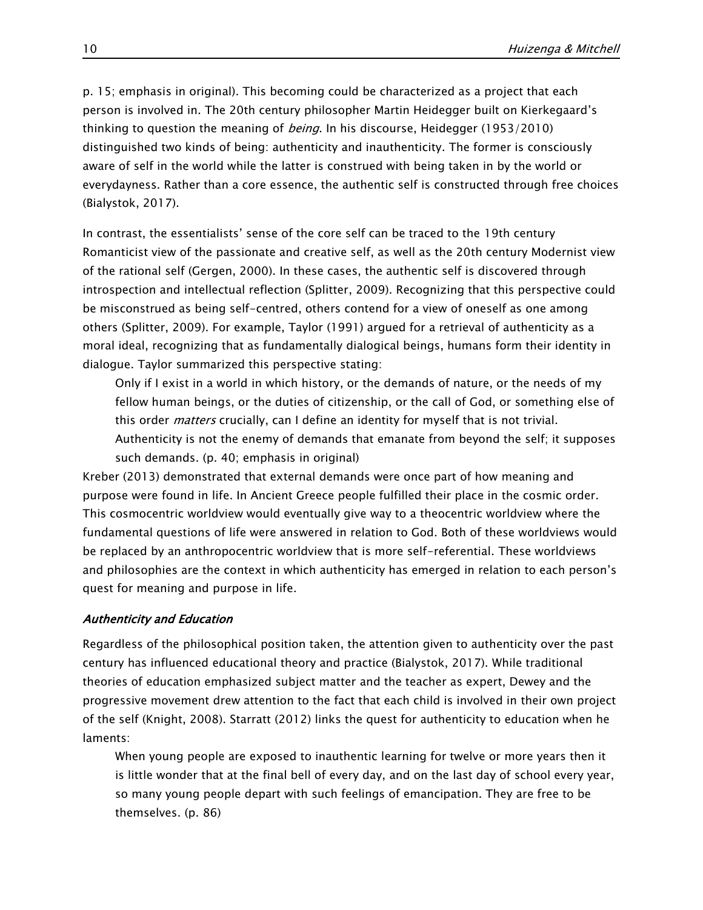p. 15; emphasis in original). This becoming could be characterized as a project that each person is involved in. The 20th century philosopher Martin Heidegger built on Kierkegaard's thinking to question the meaning of *being*. In his discourse, Heidegger (1953/2010) distinguished two kinds of being: authenticity and inauthenticity. The former is consciously aware of self in the world while the latter is construed with being taken in by the world or everydayness. Rather than a core essence, the authentic self is constructed through free choices (Bialystok, 2017).

In contrast, the essentialists' sense of the core self can be traced to the 19th century Romanticist view of the passionate and creative self, as well as the 20th century Modernist view of the rational self (Gergen, 2000). In these cases, the authentic self is discovered through introspection and intellectual reflection (Splitter, 2009). Recognizing that this perspective could be misconstrued as being self-centred, others contend for a view of oneself as one among others (Splitter, 2009). For example, Taylor (1991) argued for a retrieval of authenticity as a moral ideal, recognizing that as fundamentally dialogical beings, humans form their identity in dialogue. Taylor summarized this perspective stating:

> Only if I exist in a world in which history, or the demands of nature, or the needs of my fellow human beings, or the duties of citizenship, or the call of God, or something else of this order *matters* crucially, can I define an identity for myself that is not trivial. Authenticity is not the enemy of demands that emanate from beyond the self; it supposes such demands. (p. 40; emphasis in original)

Kreber (2013) demonstrated that external demands were once part of how meaning and purpose were found in life. In Ancient Greece people fulfilled their place in the cosmic order. This cosmocentric worldview would eventually give way to a theocentric worldview where the fundamental questions of life were answered in relation to God. Both of these worldviews would be replaced by an anthropocentric worldview that is more self-referential. These worldviews and philosophies are the context in which authenticity has emerged in relation to each person's quest for meaning and purpose in life.

### *Authenticity and Education*

Regardless of the philosophical position taken, the attention given to authenticity over the past century has influenced educational theory and practice (Bialystok, 2017). While traditional theories of education emphasized subject matter and the teacher as expert, Dewey and the progressive movement drew attention to the fact that each child is involved in their own project of the self (Knight, 2008). Starratt (2012) links the quest for authenticity to education when he laments:

> When young people are exposed to inauthentic learning for twelve or more years then it is little wonder that at the final bell of every day, and on the last day of school every year, so many young people depart with such feelings of emancipation. They are free to be themselves. (p. 86)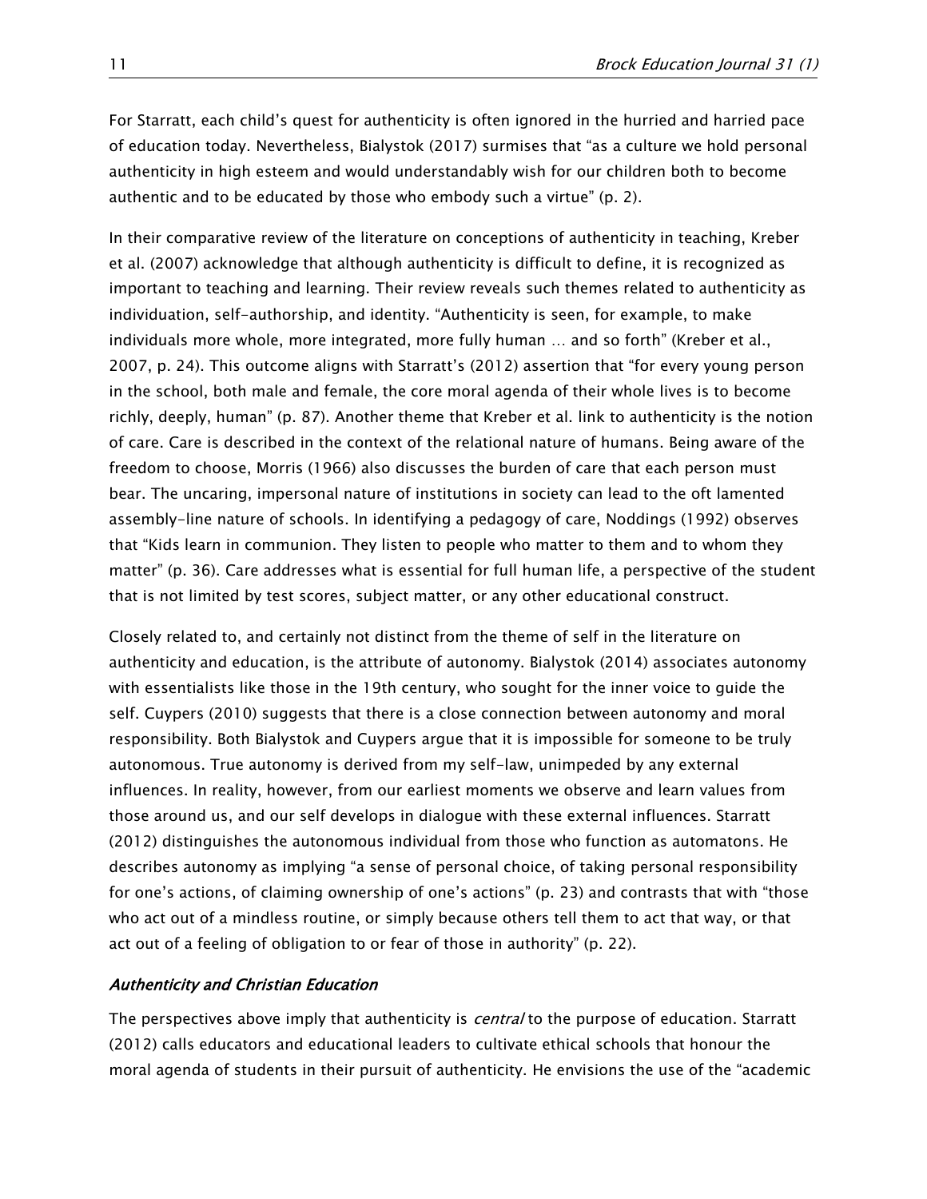For Starratt, each child's quest for authenticity is often ignored in the hurried and harried pace of education today. Nevertheless, Bialystok (2017) surmises that "as a culture we hold personal authenticity in high esteem and would understandably wish for our children both to become authentic and to be educated by those who embody such a virtue" (p. 2).

In their comparative review of the literature on conceptions of authenticity in teaching, Kreber et al. (2007) acknowledge that although authenticity is difficult to define, it is recognized as important to teaching and learning. Their review reveals such themes related to authenticity as individuation, self-authorship, and identity. "Authenticity is seen, for example, to make individuals more whole, more integrated, more fully human … and so forth" (Kreber et al., 2007, p. 24). This outcome aligns with Starratt's (2012) assertion that "for every young person in the school, both male and female, the core moral agenda of their whole lives is to become richly, deeply, human" (p. 87). Another theme that Kreber et al. link to authenticity is the notion of care. Care is described in the context of the relational nature of humans. Being aware of the freedom to choose, Morris (1966) also discusses the burden of care that each person must bear. The uncaring, impersonal nature of institutions in society can lead to the oft lamented assembly-line nature of schools. In identifying a pedagogy of care, Noddings (1992) observes that "Kids learn in communion. They listen to people who matter to them and to whom they matter" (p. 36). Care addresses what is essential for full human life, a perspective of the student that is not limited by test scores, subject matter, or any other educational construct.

Closely related to, and certainly not distinct from the theme of self in the literature on authenticity and education, is the attribute of autonomy. Bialystok (2014) associates autonomy with essentialists like those in the 19th century, who sought for the inner voice to guide the self. Cuypers (2010) suggests that there is a close connection between autonomy and moral responsibility. Both Bialystok and Cuypers argue that it is impossible for someone to be truly autonomous. True autonomy is derived from my self-law, unimpeded by any external influences. In reality, however, from our earliest moments we observe and learn values from those around us, and our self develops in dialogue with these external influences. Starratt (2012) distinguishes the autonomous individual from those who function as automatons. He describes autonomy as implying "a sense of personal choice, of taking personal responsibility for one's actions, of claiming ownership of one's actions" (p. 23) and contrasts that with "those who act out of a mindless routine, or simply because others tell them to act that way, or that act out of a feeling of obligation to or fear of those in authority" (p. 22).

### *Authenticity and Christian Education*

The perspectives above imply that authenticity is *central* to the purpose of education. Starratt (2012) calls educators and educational leaders to cultivate ethical schools that honour the moral agenda of students in their pursuit of authenticity. He envisions the use of the "academic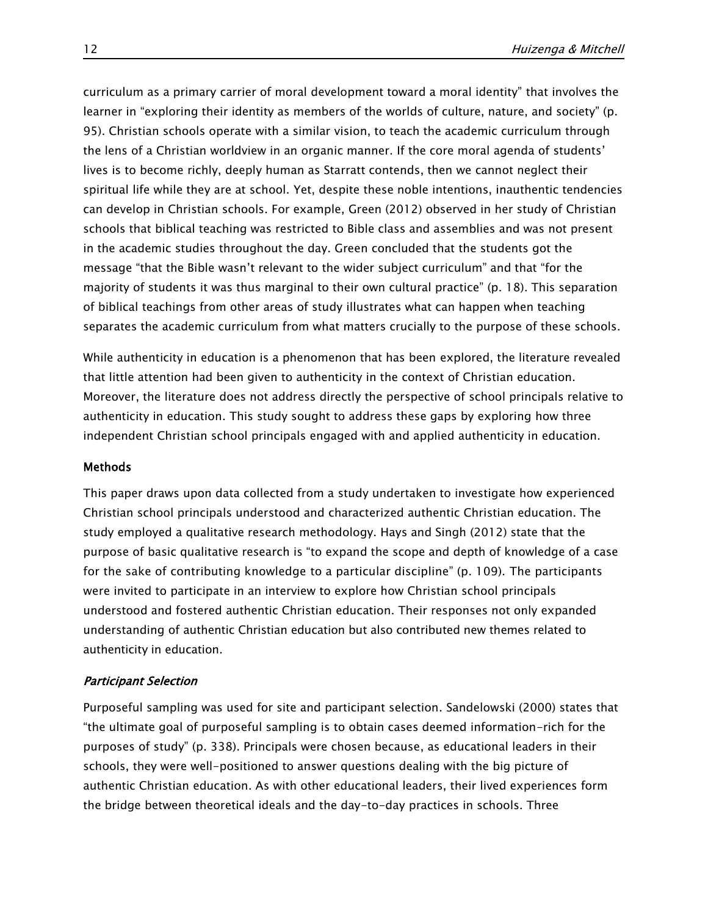curriculum as a primary carrier of moral development toward a moral identity" that involves the learner in "exploring their identity as members of the worlds of culture, nature, and society" (p. 95). Christian schools operate with a similar vision, to teach the academic curriculum through the lens of a Christian worldview in an organic manner. If the core moral agenda of students' lives is to become richly, deeply human as Starratt contends, then we cannot neglect their spiritual life while they are at school. Yet, despite these noble intentions, inauthentic tendencies can develop in Christian schools. For example, Green (2012) observed in her study of Christian schools that biblical teaching was restricted to Bible class and assemblies and was not present in the academic studies throughout the day. Green concluded that the students got the message "that the Bible wasn't relevant to the wider subject curriculum" and that "for the majority of students it was thus marginal to their own cultural practice" (p. 18). This separation of biblical teachings from other areas of study illustrates what can happen when teaching separates the academic curriculum from what matters crucially to the purpose of these schools.

While authenticity in education is a phenomenon that has been explored, the literature revealed that little attention had been given to authenticity in the context of Christian education. Moreover, the literature does not address directly the perspective of school principals relative to authenticity in education. This study sought to address these gaps by exploring how three independent Christian school principals engaged with and applied authenticity in education.

## Methods

This paper draws upon data collected from a study undertaken to investigate how experienced Christian school principals understood and characterized authentic Christian education. The study employed a qualitative research methodology. Hays and Singh (2012) state that the purpose of basic qualitative research is "to expand the scope and depth of knowledge of a case for the sake of contributing knowledge to a particular discipline" (p. 109). The participants were invited to participate in an interview to explore how Christian school principals understood and fostered authentic Christian education. Their responses not only expanded understanding of authentic Christian education but also contributed new themes related to authenticity in education.

### *Participant Selection*

Purposeful sampling was used for site and participant selection. Sandelowski (2000) states that "the ultimate goal of purposeful sampling is to obtain cases deemed information-rich for the purposes of study" (p. 338). Principals were chosen because, as educational leaders in their schools, they were well-positioned to answer questions dealing with the big picture of authentic Christian education. As with other educational leaders, their lived experiences form the bridge between theoretical ideals and the day-to-day practices in schools. Three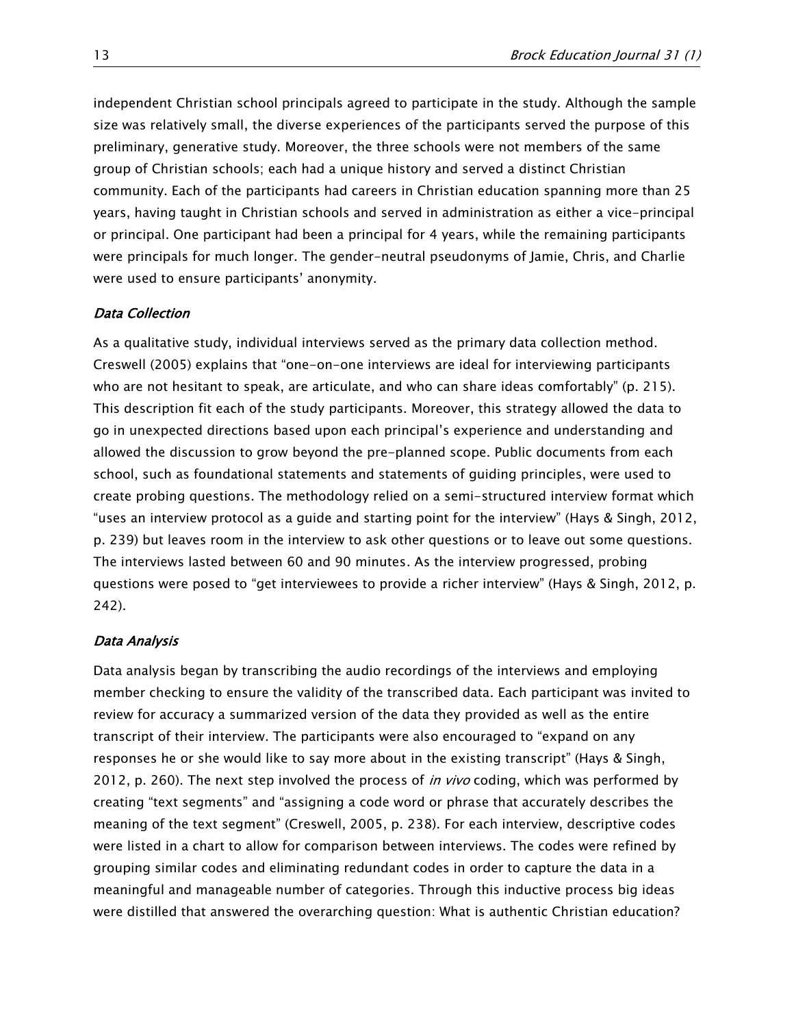independent Christian school principals agreed to participate in the study. Although the sample size was relatively small, the diverse experiences of the participants served the purpose of this preliminary, generative study. Moreover, the three schools were not members of the same group of Christian schools; each had a unique history and served a distinct Christian community. Each of the participants had careers in Christian education spanning more than 25 years, having taught in Christian schools and served in administration as either a vice-principal or principal. One participant had been a principal for 4 years, while the remaining participants were principals for much longer. The gender-neutral pseudonyms of Jamie, Chris, and Charlie were used to ensure participants' anonymity.

### *Data Collection*

As a qualitative study, individual interviews served as the primary data collection method. Creswell (2005) explains that "one-on-one interviews are ideal for interviewing participants who are not hesitant to speak, are articulate, and who can share ideas comfortably" (p. 215). This description fit each of the study participants. Moreover, this strategy allowed the data to go in unexpected directions based upon each principal's experience and understanding and allowed the discussion to grow beyond the pre-planned scope. Public documents from each school, such as foundational statements and statements of guiding principles, were used to create probing questions. The methodology relied on a semi-structured interview format which "uses an interview protocol as a guide and starting point for the interview" (Hays & Singh, 2012, p. 239) but leaves room in the interview to ask other questions or to leave out some questions. The interviews lasted between 60 and 90 minutes. As the interview progressed, probing questions were posed to "get interviewees to provide a richer interview" (Hays & Singh, 2012, p. 242).

### *Data Analysis*

Data analysis began by transcribing the audio recordings of the interviews and employing member checking to ensure the validity of the transcribed data. Each participant was invited to review for accuracy a summarized version of the data they provided as well as the entire transcript of their interview. The participants were also encouraged to "expand on any responses he or she would like to say more about in the existing transcript" (Hays & Singh, 2012, p. 260). The next step involved the process of *in vivo* coding, which was performed by creating "text segments" and "assigning a code word or phrase that accurately describes the meaning of the text segment" (Creswell, 2005, p. 238). For each interview, descriptive codes were listed in a chart to allow for comparison between interviews. The codes were refined by grouping similar codes and eliminating redundant codes in order to capture the data in a meaningful and manageable number of categories. Through this inductive process big ideas were distilled that answered the overarching question: What is authentic Christian education?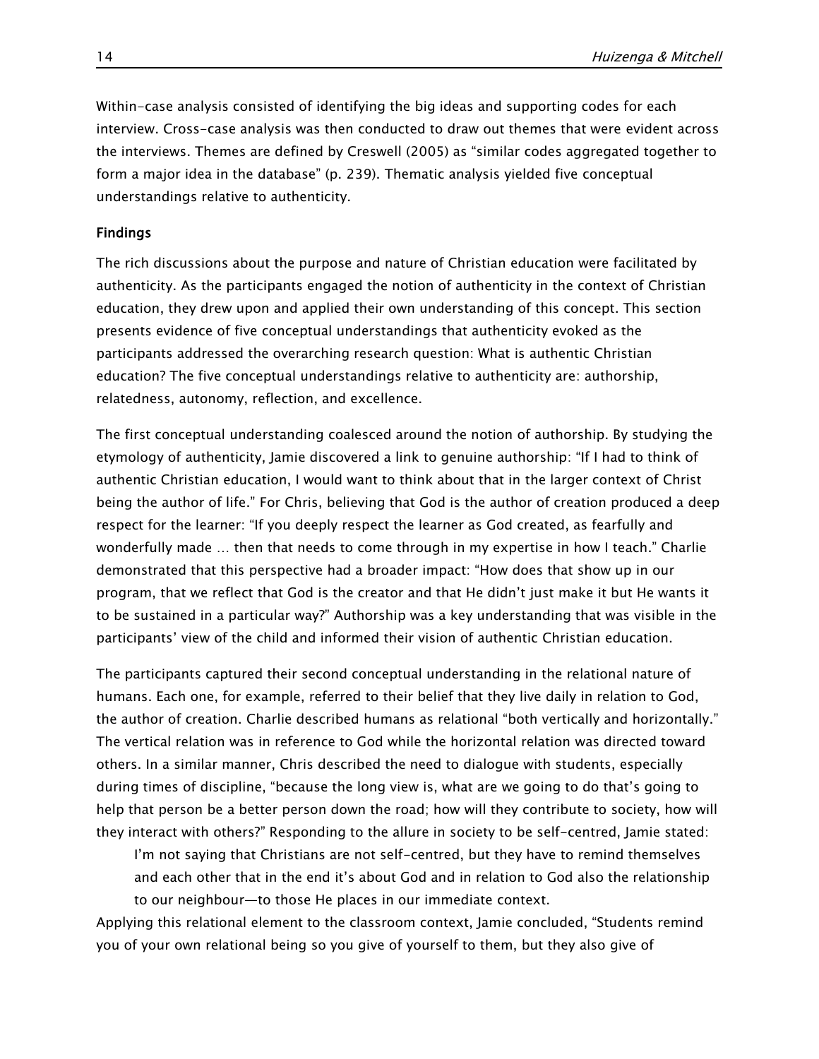Within-case analysis consisted of identifying the big ideas and supporting codes for each interview. Cross-case analysis was then conducted to draw out themes that were evident across the interviews. Themes are defined by Creswell (2005) as "similar codes aggregated together to form a major idea in the database" (p. 239). Thematic analysis yielded five conceptual understandings relative to authenticity.

## Findings

The rich discussions about the purpose and nature of Christian education were facilitated by authenticity. As the participants engaged the notion of authenticity in the context of Christian education, they drew upon and applied their own understanding of this concept. This section presents evidence of five conceptual understandings that authenticity evoked as the participants addressed the overarching research question: What is authentic Christian education? The five conceptual understandings relative to authenticity are: authorship, relatedness, autonomy, reflection, and excellence.

The first conceptual understanding coalesced around the notion of authorship. By studying the etymology of authenticity, Jamie discovered a link to genuine authorship: "If I had to think of authentic Christian education, I would want to think about that in the larger context of Christ being the author of life." For Chris, believing that God is the author of creation produced a deep respect for the learner: "If you deeply respect the learner as God created, as fearfully and wonderfully made … then that needs to come through in my expertise in how I teach." Charlie demonstrated that this perspective had a broader impact: "How does that show up in our program, that we reflect that God is the creator and that He didn't just make it but He wants it to be sustained in a particular way?" Authorship was a key understanding that was visible in the participants' view of the child and informed their vision of authentic Christian education.

The participants captured their second conceptual understanding in the relational nature of humans. Each one, for example, referred to their belief that they live daily in relation to God, the author of creation. Charlie described humans as relational "both vertically and horizontally." The vertical relation was in reference to God while the horizontal relation was directed toward others. In a similar manner, Chris described the need to dialogue with students, especially during times of discipline, "because the long view is, what are we going to do that's going to help that person be a better person down the road; how will they contribute to society, how will they interact with others?" Responding to the allure in society to be self-centred, Jamie stated:

> I'm not saying that Christians are not self-centred, but they have to remind themselves and each other that in the end it's about God and in relation to God also the relationship to our neighbour—to those He places in our immediate context.

Applying this relational element to the classroom context, Jamie concluded, "Students remind you of your own relational being so you give of yourself to them, but they also give of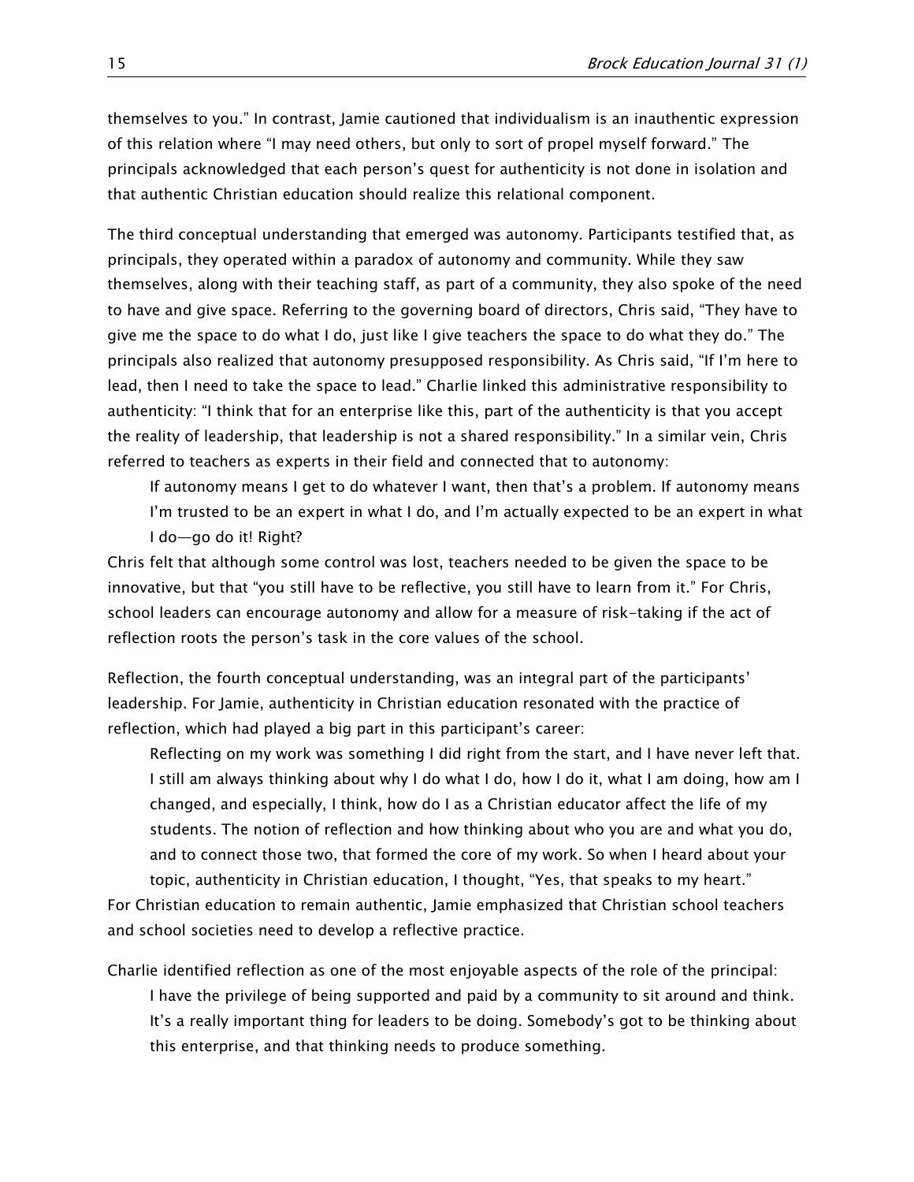themselves to you." In contrast, Jamie cautioned that individualism is an inauthentic expression of this relation where "I may need others, but only to sort of propel myself forward." The principals acknowledged that each person's quest for authenticity is not done in isolation and that authentic Christian education should realize this relational component.

The third conceptual understanding that emerged was autonomy. Participants testified that, as principals, they operated within a paradox of autonomy and community. While they saw themselves, along with their teaching staff, as part of a community, they also spoke of the need to have and give space. Referring to the governing board of directors, Chris said, "They have to give me the space to do what I do, just like I give teachers the space to do what they do." The principals also realized that autonomy presupposed responsibility. As Chris said, "If I'm here to lead, then I need to take the space to lead." Charlie linked this administrative responsibility to authenticity: "I think that for an enterprise like this, part of the authenticity is that you accept the reality of leadership, that leadership is not a shared responsibility." In a similar vein, Chris referred to teachers as experts in their field and connected that to autonomy:

> If autonomy means I get to do whatever I want, then that's a problem. If autonomy means I'm trusted to be an expert in what I do, and I'm actually expected to be an expert in what I do—go do it! Right?

Chris felt that although some control was lost, teachers needed to be given the space to be innovative, but that "you still have to be reflective, you still have to learn from it." For Chris, school leaders can encourage autonomy and allow for a measure of risk-taking if the act of reflection roots the person's task in the core values of the school.

Reflection, the fourth conceptual understanding, was an integral part of the participants' leadership. For Jamie, authenticity in Christian education resonated with the practice of reflection, which had played a big part in this participant's career:

> Reflecting on my work was something I did right from the start, and I have never left that. I still am always thinking about why I do what I do, how I do it, what I am doing, how am I changed, and especially, I think, how do I as a Christian educator affect the life of my students. The notion of reflection and how thinking about who you are and what you do, and to connect those two, that formed the core of my work. So when I heard about your topic, authenticity in Christian education, I thought, "Yes, that speaks to my heart."

For Christian education to remain authentic, Jamie emphasized that Christian school teachers and school societies need to develop a reflective practice.

Charlie identified reflection as one of the most enjoyable aspects of the role of the principal:

> I have the privilege of being supported and paid by a community to sit around and think. It's a really important thing for leaders to be doing. Somebody's got to be thinking about this enterprise, and that thinking needs to produce something.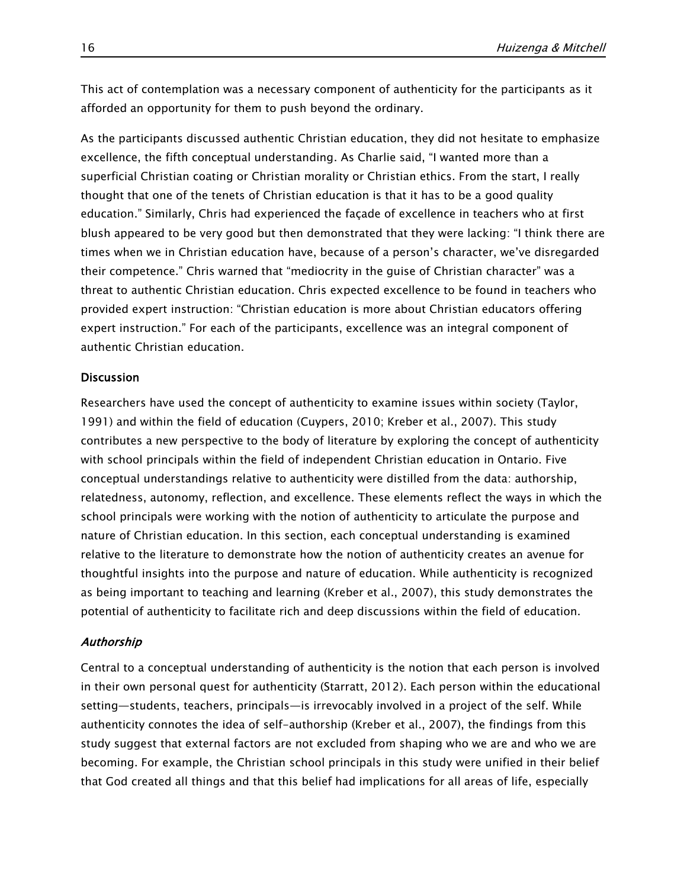This act of contemplation was a necessary component of authenticity for the participants as it afforded an opportunity for them to push beyond the ordinary.

As the participants discussed authentic Christian education, they did not hesitate to emphasize excellence, the fifth conceptual understanding. As Charlie said, "I wanted more than a superficial Christian coating or Christian morality or Christian ethics. From the start, I really thought that one of the tenets of Christian education is that it has to be a good quality education." Similarly, Chris had experienced the façade of excellence in teachers who at first blush appeared to be very good but then demonstrated that they were lacking: "I think there are times when we in Christian education have, because of a person's character, we've disregarded their competence." Chris warned that "mediocrity in the guise of Christian character" was a threat to authentic Christian education. Chris expected excellence to be found in teachers who provided expert instruction: "Christian education is more about Christian educators offering expert instruction." For each of the participants, excellence was an integral component of authentic Christian education.

## Discussion

Researchers have used the concept of authenticity to examine issues within society (Taylor, 1991) and within the field of education (Cuypers, 2010; Kreber et al., 2007). This study contributes a new perspective to the body of literature by exploring the concept of authenticity with school principals within the field of independent Christian education in Ontario. Five conceptual understandings relative to authenticity were distilled from the data: authorship, relatedness, autonomy, reflection, and excellence. These elements reflect the ways in which the school principals were working with the notion of authenticity to articulate the purpose and nature of Christian education. In this section, each conceptual understanding is examined relative to the literature to demonstrate how the notion of authenticity creates an avenue for thoughtful insights into the purpose and nature of education. While authenticity is recognized as being important to teaching and learning (Kreber et al., 2007), this study demonstrates the potential of authenticity to facilitate rich and deep discussions within the field of education.

### *Authorship*

Central to a conceptual understanding of authenticity is the notion that each person is involved in their own personal quest for authenticity (Starratt, 2012). Each person within the educational setting—students, teachers, principals—is irrevocably involved in a project of the self. While authenticity connotes the idea of self-authorship (Kreber et al., 2007), the findings from this study suggest that external factors are not excluded from shaping who we are and who we are becoming. For example, the Christian school principals in this study were unified in their belief that God created all things and that this belief had implications for all areas of life, especially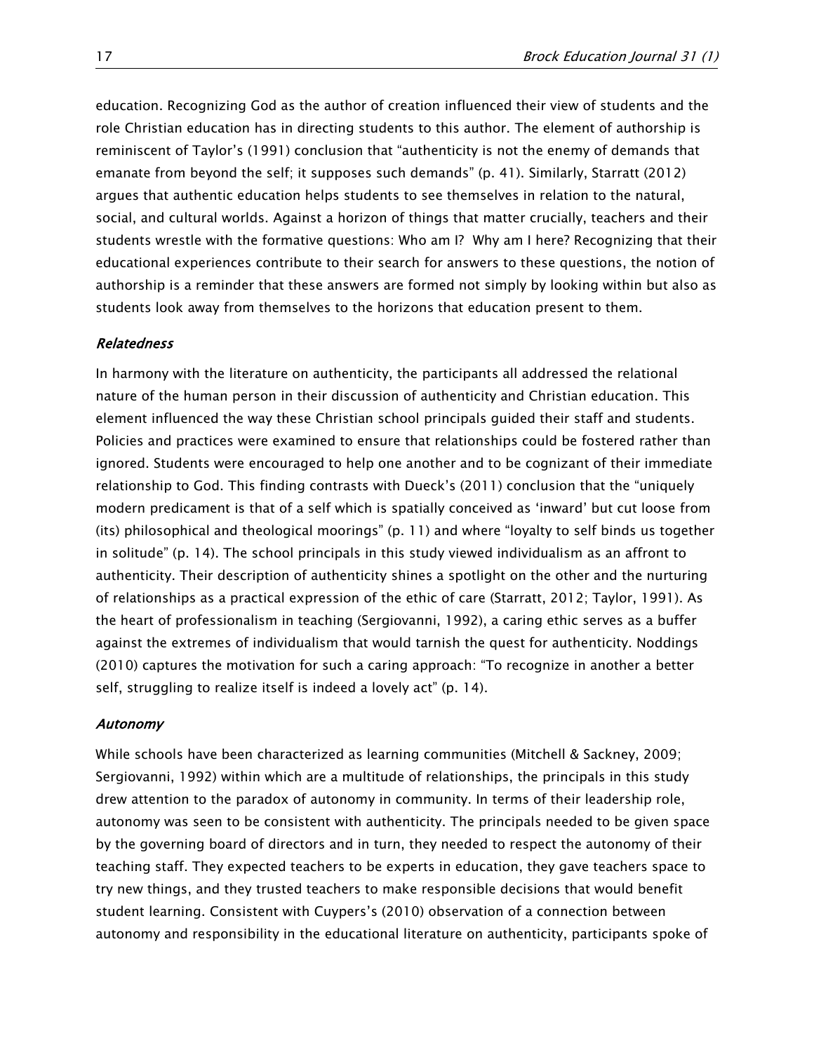education. Recognizing God as the author of creation influenced their view of students and the role Christian education has in directing students to this author. The element of authorship is reminiscent of Taylor's (1991) conclusion that "authenticity is not the enemy of demands that emanate from beyond the self; it supposes such demands" (p. 41). Similarly, Starratt (2012) argues that authentic education helps students to see themselves in relation to the natural, social, and cultural worlds. Against a horizon of things that matter crucially, teachers and their students wrestle with the formative questions: Who am I? Why am I here? Recognizing that their educational experiences contribute to their search for answers to these questions, the notion of authorship is a reminder that these answers are formed not simply by looking within but also as students look away from themselves to the horizons that education present to them.

### *Relatedness*

In harmony with the literature on authenticity, the participants all addressed the relational nature of the human person in their discussion of authenticity and Christian education. This element influenced the way these Christian school principals guided their staff and students. Policies and practices were examined to ensure that relationships could be fostered rather than ignored. Students were encouraged to help one another and to be cognizant of their immediate relationship to God. This finding contrasts with Dueck's (2011) conclusion that the "uniquely modern predicament is that of a self which is spatially conceived as 'inward' but cut loose from (its) philosophical and theological moorings" (p. 11) and where "loyalty to self binds us together in solitude" (p. 14). The school principals in this study viewed individualism as an affront to authenticity. Their description of authenticity shines a spotlight on the other and the nurturing of relationships as a practical expression of the ethic of care (Starratt, 2012; Taylor, 1991). As the heart of professionalism in teaching (Sergiovanni, 1992), a caring ethic serves as a buffer against the extremes of individualism that would tarnish the quest for authenticity. Noddings (2010) captures the motivation for such a caring approach: "To recognize in another a better self, struggling to realize itself is indeed a lovely act" (p. 14).

### *Autonomy*

While schools have been characterized as learning communities (Mitchell & Sackney, 2009; Sergiovanni, 1992) within which are a multitude of relationships, the principals in this study drew attention to the paradox of autonomy in community. In terms of their leadership role, autonomy was seen to be consistent with authenticity. The principals needed to be given space by the governing board of directors and in turn, they needed to respect the autonomy of their teaching staff. They expected teachers to be experts in education, they gave teachers space to try new things, and they trusted teachers to make responsible decisions that would benefit student learning. Consistent with Cuypers's (2010) observation of a connection between autonomy and responsibility in the educational literature on authenticity, participants spoke of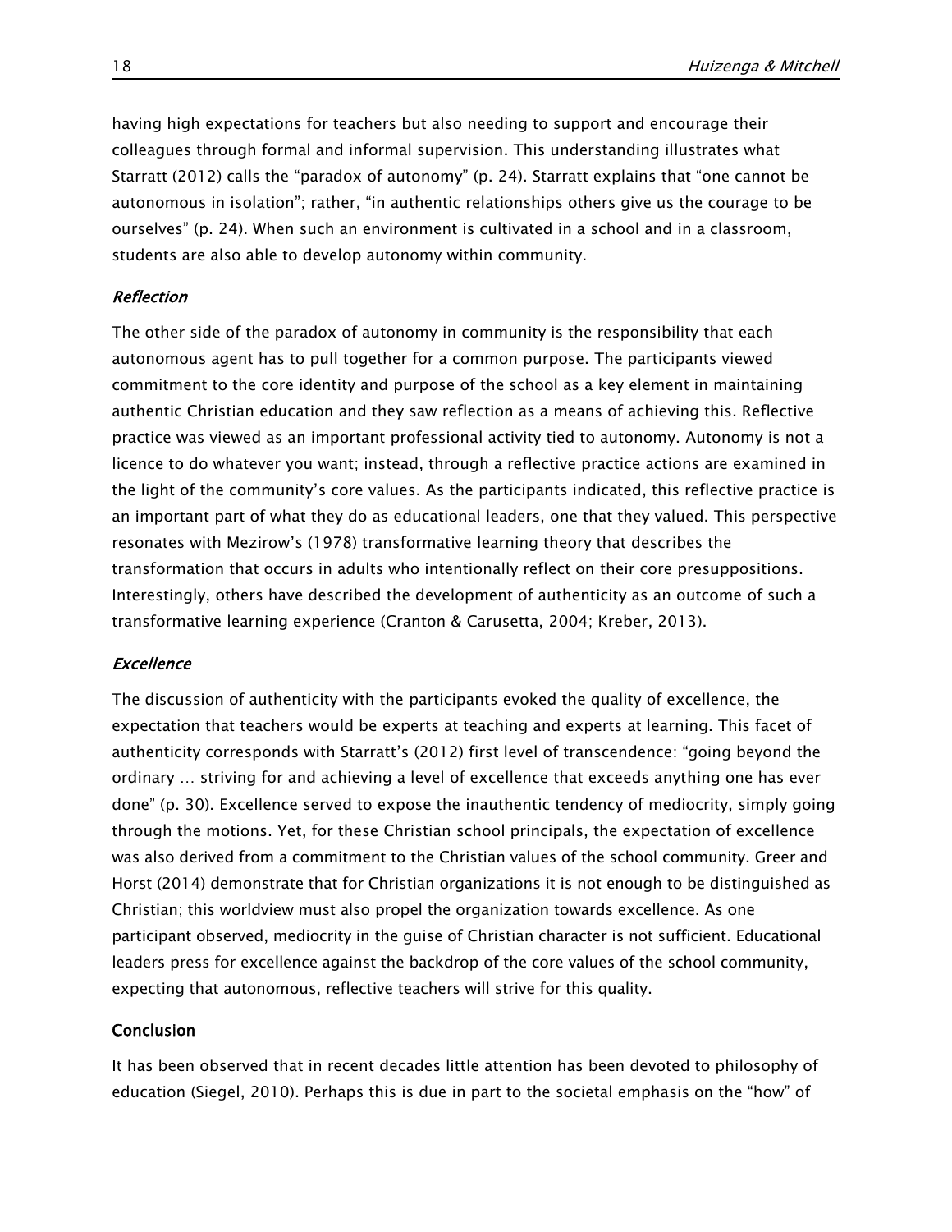having high expectations for teachers but also needing to support and encourage their colleagues through formal and informal supervision. This understanding illustrates what Starratt (2012) calls the "paradox of autonomy" (p. 24). Starratt explains that "one cannot be autonomous in isolation"; rather, "in authentic relationships others give us the courage to be ourselves" (p. 24). When such an environment is cultivated in a school and in a classroom, students are also able to develop autonomy within community.

### *Reflection*

The other side of the paradox of autonomy in community is the responsibility that each autonomous agent has to pull together for a common purpose. The participants viewed commitment to the core identity and purpose of the school as a key element in maintaining authentic Christian education and they saw reflection as a means of achieving this. Reflective practice was viewed as an important professional activity tied to autonomy. Autonomy is not a licence to do whatever you want; instead, through a reflective practice actions are examined in the light of the community's core values. As the participants indicated, this reflective practice is an important part of what they do as educational leaders, one that they valued. This perspective resonates with Mezirow's (1978) transformative learning theory that describes the transformation that occurs in adults who intentionally reflect on their core presuppositions. Interestingly, others have described the development of authenticity as an outcome of such a transformative learning experience (Cranton & Carusetta, 2004; Kreber, 2013).

### *Excellence*

The discussion of authenticity with the participants evoked the quality of excellence, the expectation that teachers would be experts at teaching and experts at learning. This facet of authenticity corresponds with Starratt's (2012) first level of transcendence: "going beyond the ordinary … striving for and achieving a level of excellence that exceeds anything one has ever done" (p. 30). Excellence served to expose the inauthentic tendency of mediocrity, simply going through the motions. Yet, for these Christian school principals, the expectation of excellence was also derived from a commitment to the Christian values of the school community. Greer and Horst (2014) demonstrate that for Christian organizations it is not enough to be distinguished as Christian; this worldview must also propel the organization towards excellence. As one participant observed, mediocrity in the guise of Christian character is not sufficient. Educational leaders press for excellence against the backdrop of the core values of the school community, expecting that autonomous, reflective teachers will strive for this quality.

## Conclusion

It has been observed that in recent decades little attention has been devoted to philosophy of education (Siegel, 2010). Perhaps this is due in part to the societal emphasis on the "how" of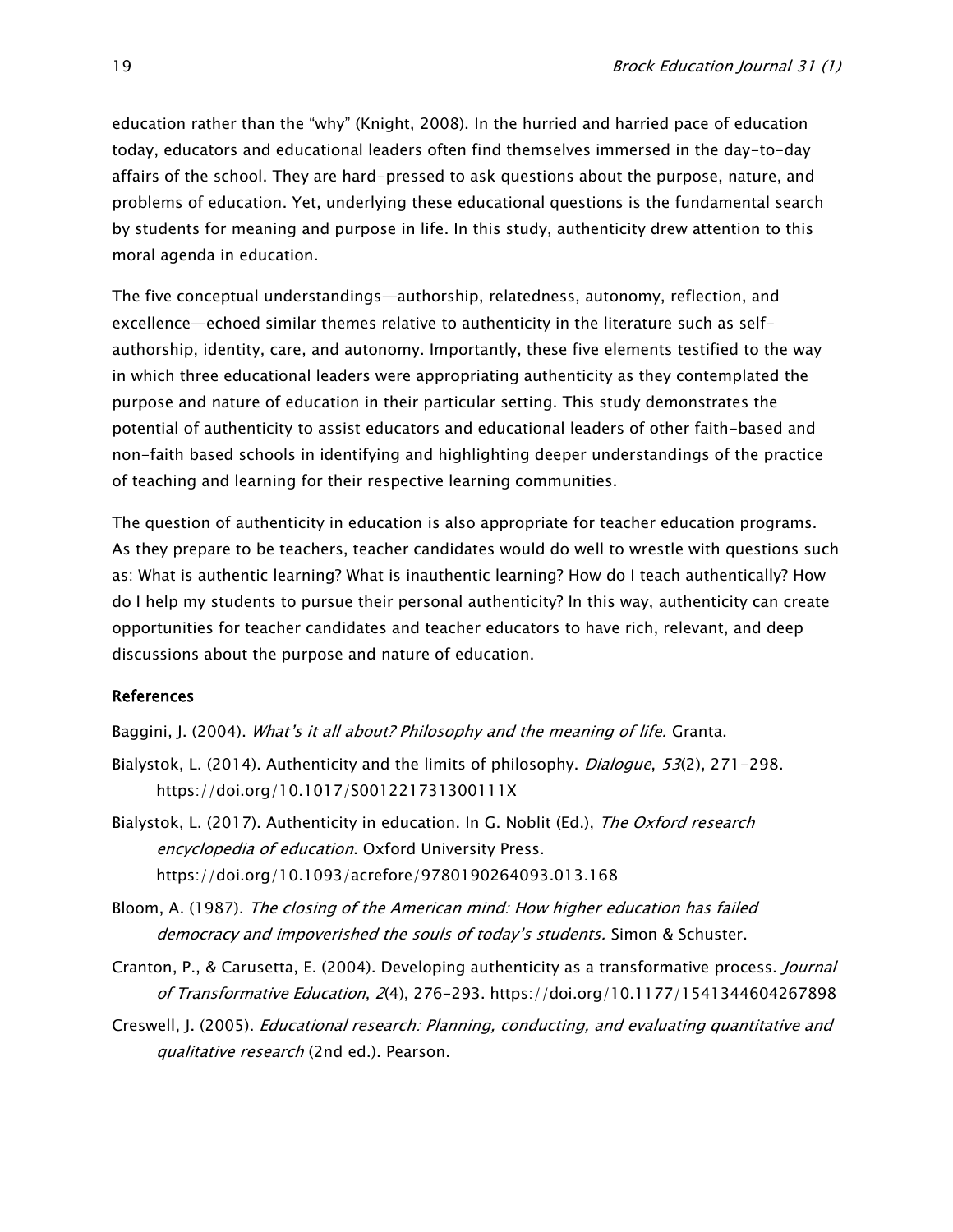education rather than the "why" (Knight, 2008). In the hurried and harried pace of education today, educators and educational leaders often find themselves immersed in the day-to-day affairs of the school. They are hard-pressed to ask questions about the purpose, nature, and problems of education. Yet, underlying these educational questions is the fundamental search by students for meaning and purpose in life. In this study, authenticity drew attention to this moral agenda in education.

The five conceptual understandings—authorship, relatedness, autonomy, reflection, and excellence—echoed similar themes relative to authenticity in the literature such as self-authorship, identity, care, and autonomy. Importantly, these five elements testified to the way in which three educational leaders were appropriating authenticity as they contemplated the purpose and nature of education in their particular setting. This study demonstrates the potential of authenticity to assist educators and educational leaders of other faith-based and non-faith based schools in identifying and highlighting deeper understandings of the practice of teaching and learning for their respective learning communities.

The question of authenticity in education is also appropriate for teacher education programs. As they prepare to be teachers, teacher candidates would do well to wrestle with questions such as: What is authentic learning? What is inauthentic learning? How do I teach authentically? How do I help my students to pursue their personal authenticity? In this way, authenticity can create opportunities for teacher candidates and teacher educators to have rich, relevant, and deep discussions about the purpose and nature of education.

## References

Baggini, J. (2004). *What's it all about? Philosophy and the meaning of life.* Granta.

Bialystok, L. (2014). Authenticity and the limits of philosophy. *Dialogue*, *53*(2), 271–298. https://doi.org/10.1017/S001221731300111X

Bialystok, L. (2017). Authenticity in education. In G. Noblit (Ed.), *The Oxford research encyclopedia of education*. Oxford University Press. https://doi.org/10.1093/acrefore/9780190264093.013.168

Bloom, A. (1987). *The closing of the American mind: How higher education has failed democracy and impoverished the souls of today's students.* Simon & Schuster.

Cranton, P., & Carusetta, E. (2004). Developing authenticity as a transformative process. *Journal of Transformative Education*, *2*(4), 276–293. https://doi.org/10.1177/1541344604267898

Creswell, J. (2005). *Educational research: Planning, conducting, and evaluating quantitative and qualitative research* (2nd ed.). Pearson.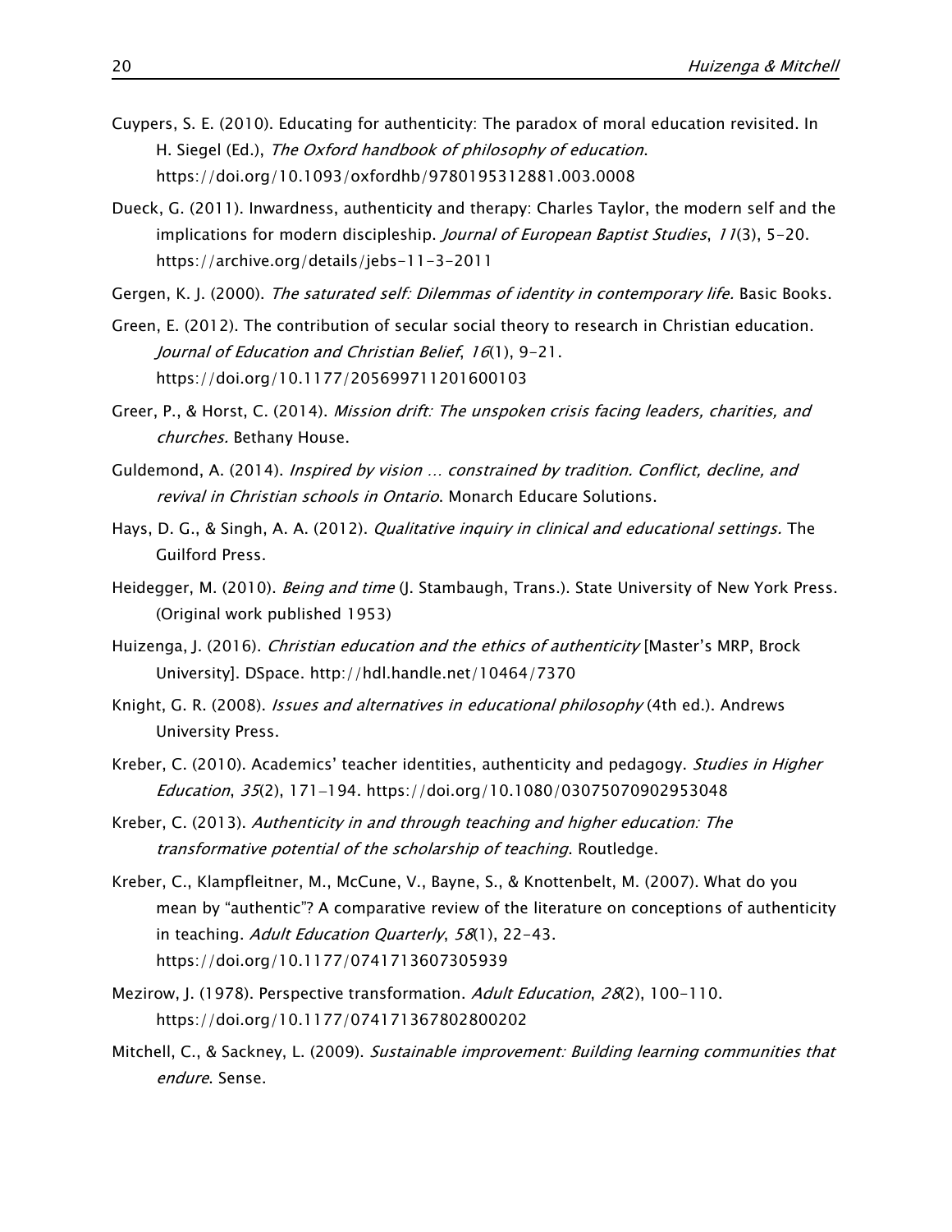Cuypers, S. E. (2010). Educating for authenticity: The paradox of moral education revisited. In H. Siegel (Ed.), *The Oxford handbook of philosophy of education*. https://doi.org/10.1093/oxfordhb/9780195312881.003.0008

Dueck, G. (2011). Inwardness, authenticity and therapy: Charles Taylor, the modern self and the implications for modern discipleship. *Journal of European Baptist Studies*, *11*(3), 5–20. https://archive.org/details/jebs-11-3-2011

Gergen, K. J. (2000). *The saturated self: Dilemmas of identity in contemporary life*. Basic Books.

Green, E. (2012). The contribution of secular social theory to research in Christian education. *Journal of Education and Christian Belief*, *16*(1), 9–21. https://doi.org/10.1177/205699711201600103

Greer, P., & Horst, C. (2014). *Mission drift: The unspoken crisis facing leaders, charities, and churches.* Bethany House.

Guldemond, A. (2014). *Inspired by vision … constrained by tradition. Conflict, decline, and revival in Christian schools in Ontario*. Monarch Educare Solutions.

Hays, D. G., & Singh, A. A. (2012). *Qualitative inquiry in clinical and educational settings.* The Guilford Press.

Heidegger, M. (2010). *Being and time* (J. Stambaugh, Trans.). State University of New York Press. (Original work published 1953)

Huizenga, J. (2016). *Christian education and the ethics of authenticity* [Master's MRP, Brock University]. DSpace. http://hdl.handle.net/10464/7370

Knight, G. R. (2008). *Issues and alternatives in educational philosophy* (4th ed.). Andrews University Press.

Kreber, C. (2010). Academics' teacher identities, authenticity and pedagogy. *Studies in Higher Education*, *35*(2), 171–194. https://doi.org/10.1080/03075070902953048

Kreber, C. (2013). *Authenticity in and through teaching and higher education: The transformative potential of the scholarship of teaching*. Routledge.

Kreber, C., Klampfleitner, M., McCune, V., Bayne, S., & Knottenbelt, M. (2007). What do you mean by "authentic"? A comparative review of the literature on conceptions of authenticity in teaching. *Adult Education Quarterly*, *58*(1), 22–43. https://doi.org/10.1177/0741713607305939

Mezirow, J. (1978). Perspective transformation. *Adult Education*, *28*(2), 100–110. https://doi.org/10.1177/074171367802800202

Mitchell, C., & Sackney, L. (2009). *Sustainable improvement: Building learning communities that endure*. Sense.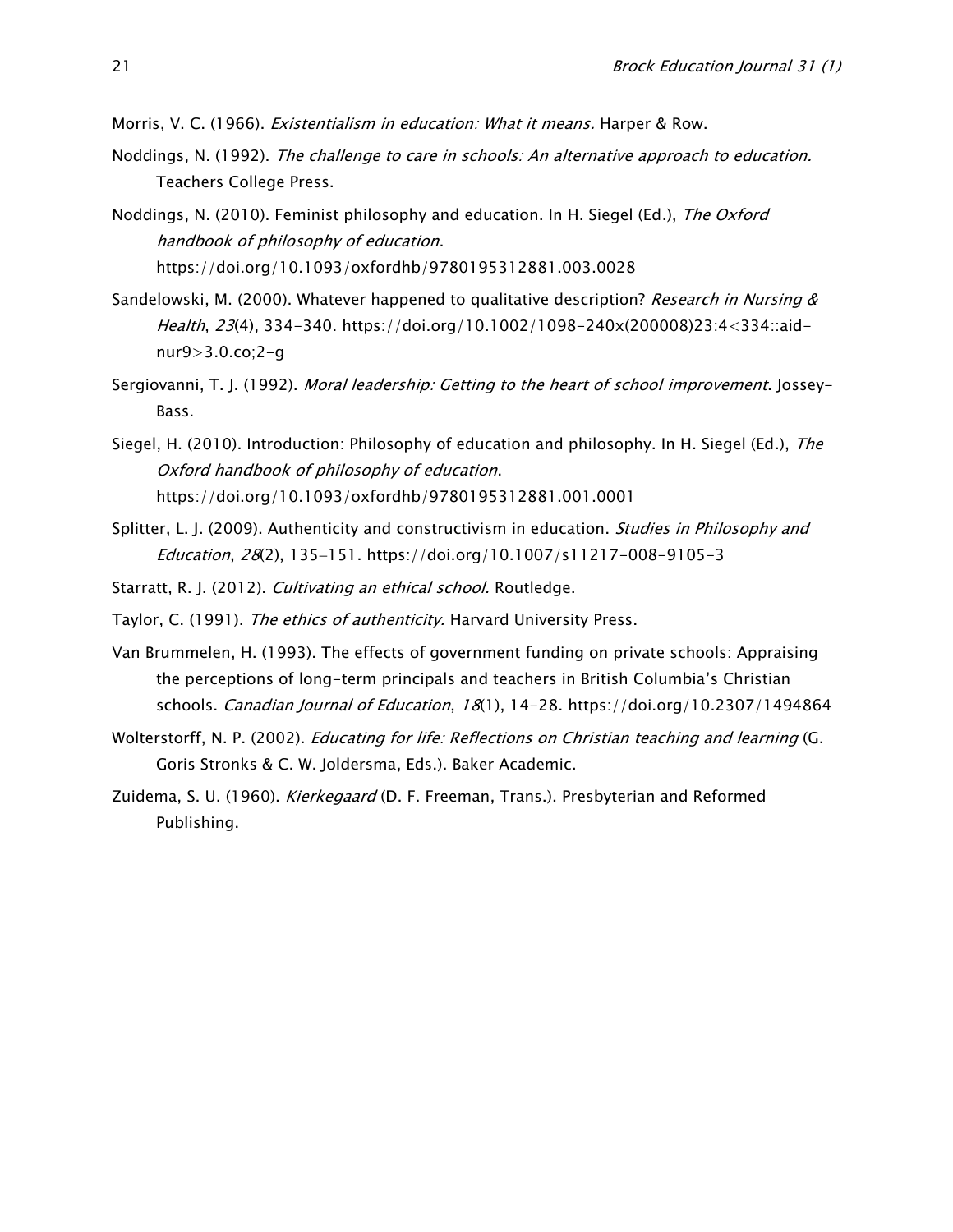Morris, V. C. (1966). *Existentialism in education: What it means.* Harper & Row.

Noddings, N. (1992). *The challenge to care in schools: An alternative approach to education.* Teachers College Press.

Noddings, N. (2010). Feminist philosophy and education. In H. Siegel (Ed.), *The Oxford handbook of philosophy of education*. https://doi.org/10.1093/oxfordhb/9780195312881.003.0028

Sandelowski, M. (2000). Whatever happened to qualitative description? *Research in Nursing & Health*, *23*(4), 334-340. https://doi.org/10.1002/1098-240x(200008)23:4<334::aid-nur9>3.0.co;2-g

Sergiovanni, T. J. (1992). *Moral leadership: Getting to the heart of school improvement*. Jossey-Bass.

Siegel, H. (2010). Introduction: Philosophy of education and philosophy. In H. Siegel (Ed.), *The Oxford handbook of philosophy of education*. https://doi.org/10.1093/oxfordhb/9780195312881.001.0001

Splitter, L. J. (2009). Authenticity and constructivism in education. *Studies in Philosophy and Education*, *28*(2), 135–151. https://doi.org/10.1007/s11217-008-9105-3

Starratt, R. J. (2012). *Cultivating an ethical school.* Routledge.

Taylor, C. (1991). *The ethics of authenticity.* Harvard University Press.

Van Brummelen, H. (1993). The effects of government funding on private schools: Appraising the perceptions of long-term principals and teachers in British Columbia's Christian schools. *Canadian Journal of Education*, *18*(1), 14-28. https://doi.org/10.2307/1494864

Wolterstorff, N. P. (2002). *Educating for life: Reflections on Christian teaching and learning* (G. Goris Stronks & C. W. Joldersma, Eds.). Baker Academic.

Zuidema, S. U. (1960). *Kierkegaard* (D. F. Freeman, Trans.). Presbyterian and Reformed Publishing.